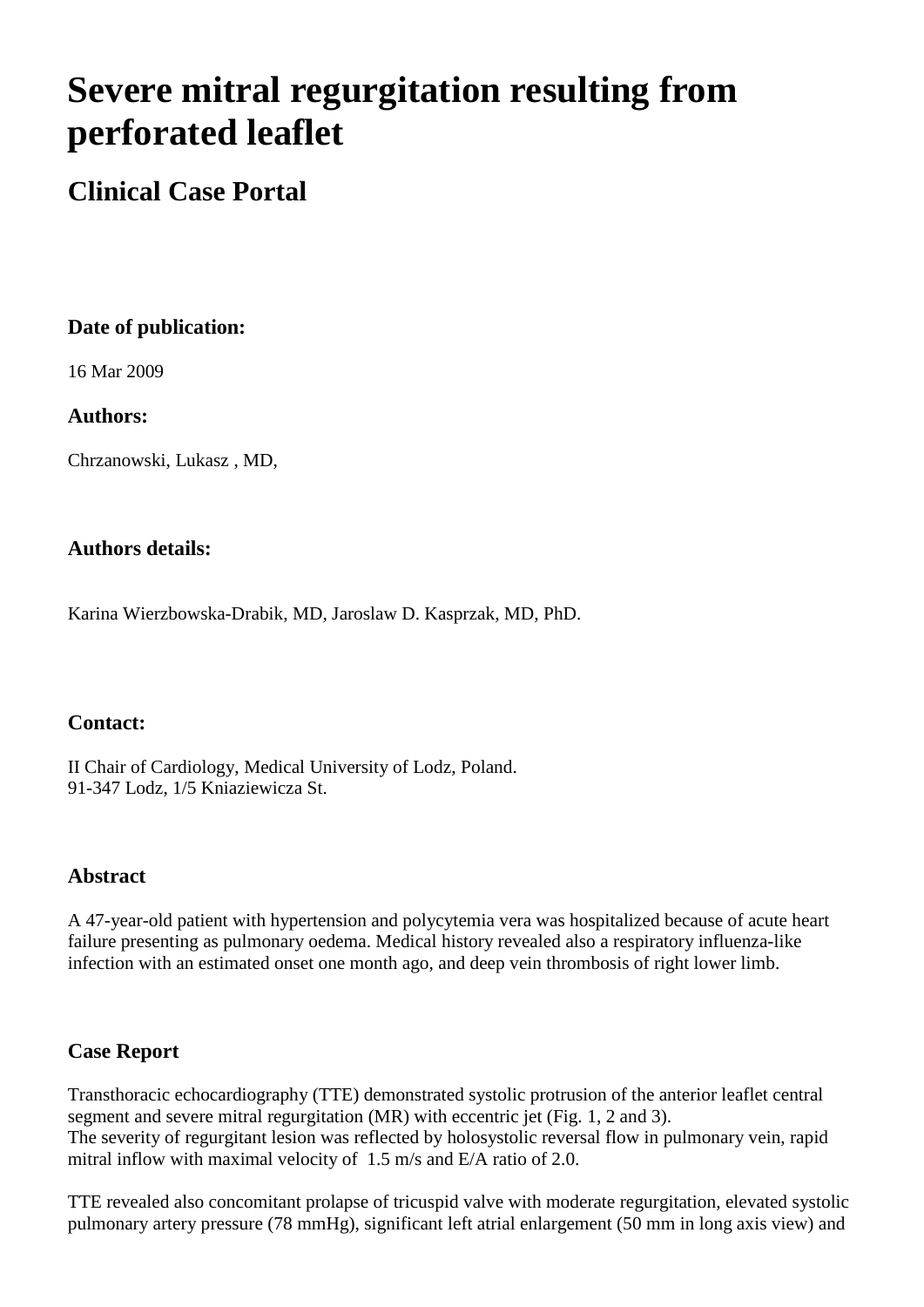# Severe mitral regurgitation resulting from perforated leaflet

## Clinical Case Portal

### Date of publication:

16 Mar 2009

### Authors:

Chrzanowski, Lukasz , MD,

### Authors details:

Karina Wierzbowska-Drabik, MD, Jaroslaw D. Kasprzak, MD, PhD.

### Contact:

II Chair of Cardiology, Medical University of Lodz, Poland.
91-347 Lodz, 1/5 Kniaziewicza St.

### Abstract

A 47-year-old patient with hypertension and polycytemia vera was hospitalized because of acute heart failure presenting as pulmonary oedema. Medical history revealed also a respiratory influenza-like infection with an estimated onset one month ago, and deep vein thrombosis of right lower limb.

### Case Report

Transthoracic echocardiography (TTE) demonstrated systolic protrusion of the anterior leaflet central segment and severe mitral regurgitation (MR) with eccentric jet (Fig. 1, 2 and 3).
The severity of regurgitant lesion was reflected by holosystolic reversal flow in pulmonary vein, rapid mitral inflow with maximal velocity of 1.5 m/s and E/A ratio of 2.0.

TTE revealed also concomitant prolapse of tricuspid valve with moderate regurgitation, elevated systolic pulmonary artery pressure (78 mmHg), significant left atrial enlargement (50 mm in long axis view) and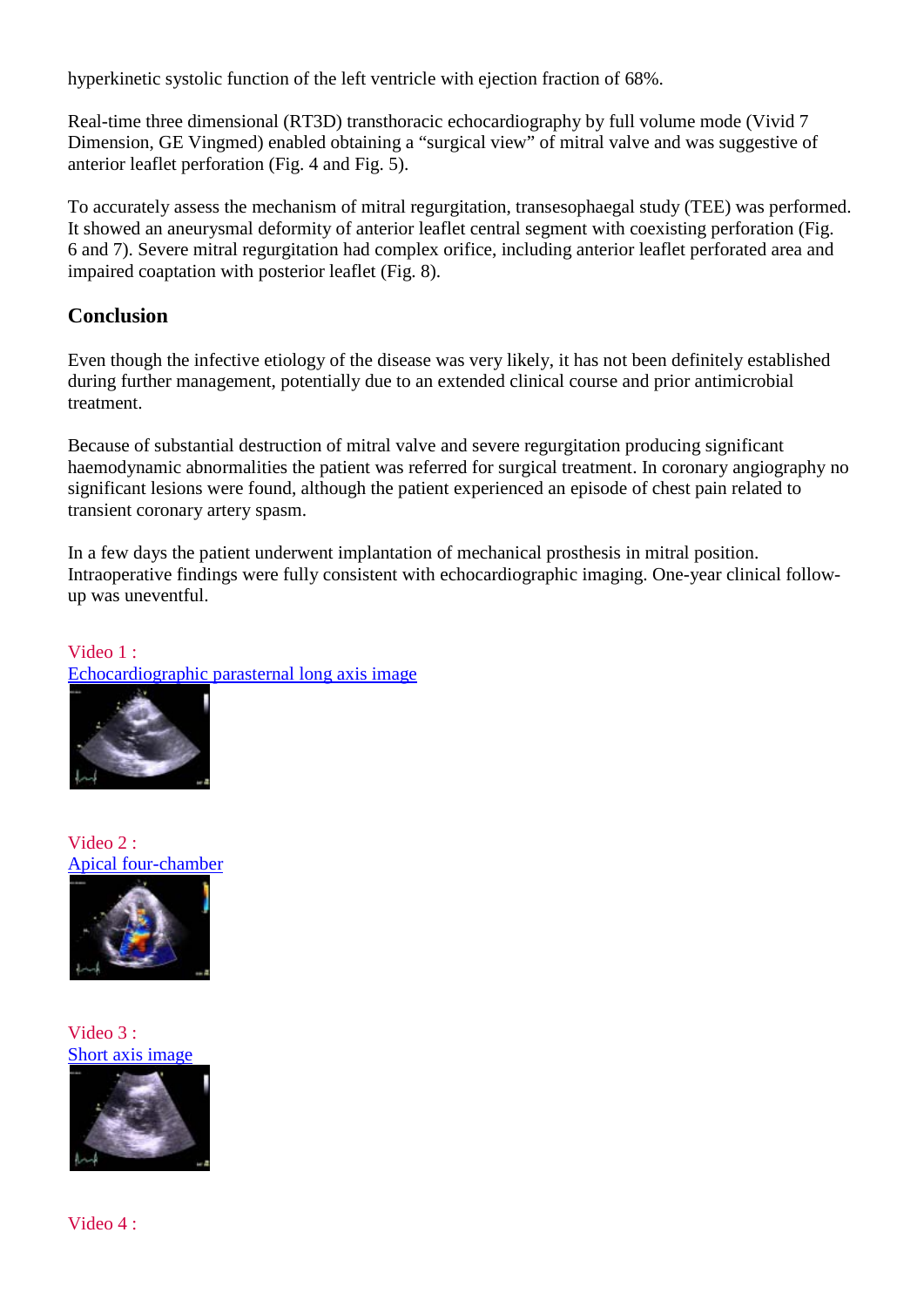hyperkinetic systolic function of the left ventricle with ejection fraction of 68%.

Real-time three dimensional (RT3D) transthoracic echocardiography by full volume mode (Vivid 7 Dimension, GE Vingmed) enabled obtaining a “surgical view” of mitral valve and was suggestive of anterior leaflet perforation (Fig. 4 and Fig. 5).

To accurately assess the mechanism of mitral regurgitation, transesophaegal study (TEE) was performed. It showed an aneurysmal deformity of anterior leaflet central segment with coexisting perforation (Fig. 6 and 7). Severe mitral regurgitation had complex orifice, including anterior leaflet perforated area and impaired coaptation with posterior leaflet (Fig. 8).

## Conclusion

Even though the infective etiology of the disease was very likely, it has not been definitely established during further management, potentially due to an extended clinical course and prior antimicrobial treatment.

Because of substantial destruction of mitral valve and severe regurgitation producing significant haemodynamic abnormalities the patient was referred for surgical treatment. In coronary angiography no significant lesions were found, although the patient experienced an episode of chest pain related to transient coronary artery spasm.

In a few days the patient underwent implantation of mechanical prosthesis in mitral position. Intraoperative findings were fully consistent with echocardiographic imaging. One-year clinical follow-up was uneventful.

Video 1 :
Echocardiographic parasternal long axis image

Video 2 :
Apical four-chamber

Video 3 :
Short axis image

Video 4 :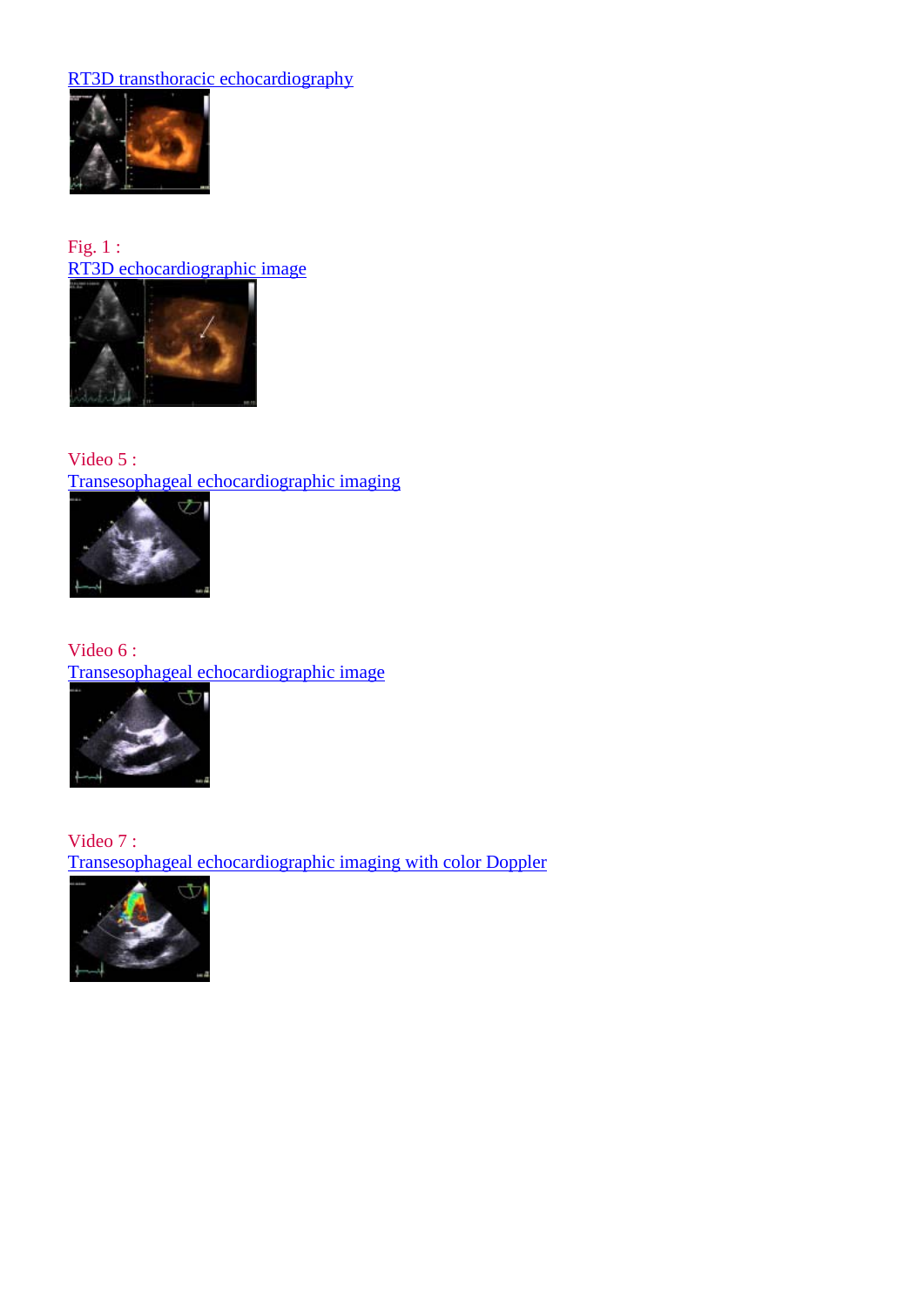RT3D transthoracic echocardiography

Fig. 1 :
RT3D echocardiographic image

Video 5 :
Transesophageal echocardiographic imaging

Video 6 :
Transesophageal echocardiographic image

Video 7 :
Transesophageal echocardiographic imaging with color Doppler